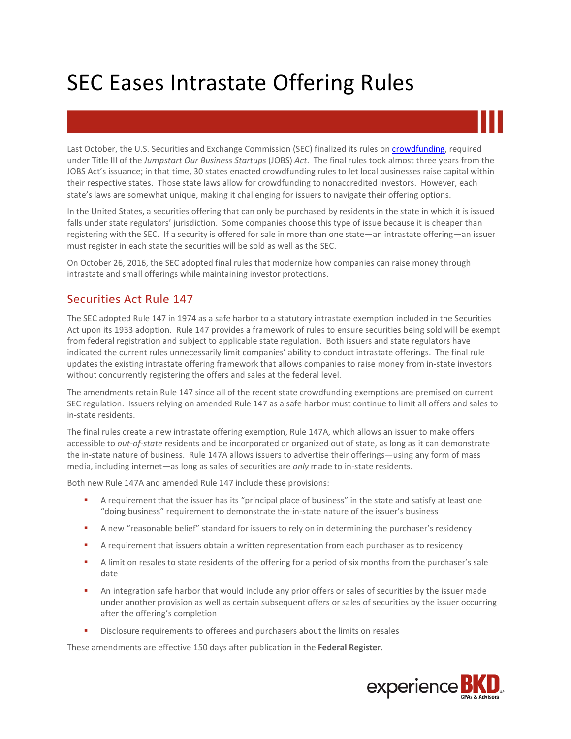# SEC Eases Intrastate Offering Rules

Last October, the U.S. Securities and Exchange Commission (SEC) finalized its rules on [crowdfunding](), required under Title III of the *Jumpstart Our Business Startups* (JOBS) *Act*. The final rules took almost three years from the JOBS Act's issuance; in that time, 30 states enacted crowdfunding rules to let local businesses raise capital within their respective states. Those state laws allow for crowdfunding to nonaccredited investors. However, each state's laws are somewhat unique, making it challenging for issuers to navigate their offering options.

In the United States, a securities offering that can only be purchased by residents in the state in which it is issued falls under state regulators' jurisdiction. Some companies choose this type of issue because it is cheaper than registering with the SEC. If a security is offered for sale in more than one state—an intrastate offering—an issuer must register in each state the securities will be sold as well as the SEC.

On October 26, 2016, the SEC adopted final rules that modernize how companies can raise money through intrastate and small offerings while maintaining investor protections.

## Securities Act Rule 147

The SEC adopted Rule 147 in 1974 as a safe harbor to a statutory intrastate exemption included in the Securities Act upon its 1933 adoption. Rule 147 provides a framework of rules to ensure securities being sold will be exempt from federal registration and subject to applicable state regulation. Both issuers and state regulators have indicated the current rules unnecessarily limit companies' ability to conduct intrastate offerings. The final rule updates the existing intrastate offering framework that allows companies to raise money from in-state investors without concurrently registering the offers and sales at the federal level.

The amendments retain Rule 147 since all of the recent state crowdfunding exemptions are premised on current SEC regulation. Issuers relying on amended Rule 147 as a safe harbor must continue to limit all offers and sales to in-state residents.

The final rules create a new intrastate offering exemption, Rule 147A, which allows an issuer to make offers accessible to *out-of-state* residents and be incorporated or organized out of state, as long as it can demonstrate the in-state nature of business. Rule 147A allows issuers to advertise their offerings—using any form of mass media, including internet—as long as sales of securities are *only* made to in-state residents.

Both new Rule 147A and amended Rule 147 include these provisions:

- A requirement that the issuer has its "principal place of business" in the state and satisfy at least one "doing business" requirement to demonstrate the in-state nature of the issuer's business
- A new "reasonable belief" standard for issuers to rely on in determining the purchaser's residency
- A requirement that issuers obtain a written representation from each purchaser as to residency
- A limit on resales to state residents of the offering for a period of six months from the purchaser's sale date
- An integration safe harbor that would include any prior offers or sales of securities by the issuer made under another provision as well as certain subsequent offers or sales of securities by the issuer occurring after the offering's completion
- Disclosure requirements to offerees and purchasers about the limits on resales

These amendments are effective 150 days after publication in the **Federal Register.**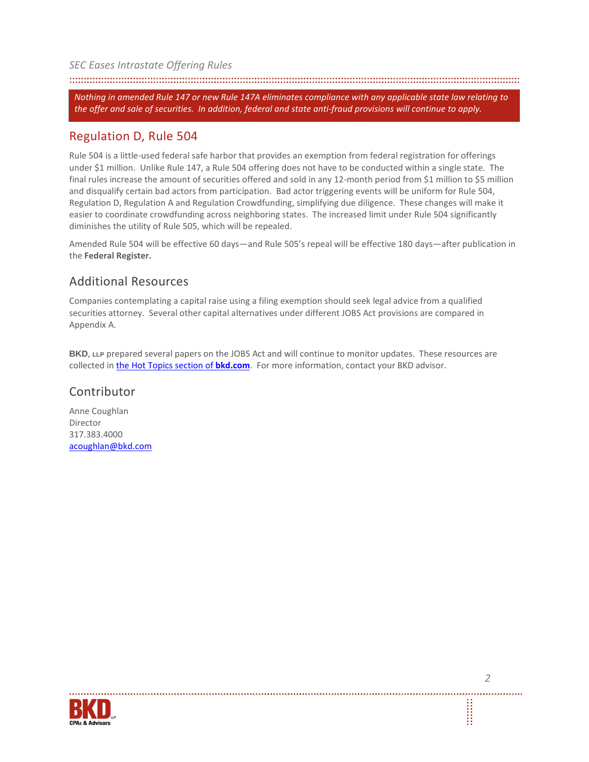*Nothing in amended Rule 147 or new Rule 147A eliminates compliance with any applicable state law relating to the offer and sale of securities. In addition, federal and state anti-fraud provisions will continue to apply.*

## Regulation D, Rule 504

Rule 504 is a little-used federal safe harbor that provides an exemption from federal registration for offerings under $1 million. Unlike Rule 147, a Rule 504 offering does not have to be conducted within a single state. The final rules increase the amount of securities offered and sold in any 12-month period from $1 million to $5 million and disqualify certain bad actors from participation. Bad actor triggering events will be uniform for Rule 504, Regulation D, Regulation A and Regulation Crowdfunding, simplifying due diligence. These changes will make it easier to coordinate crowdfunding across neighboring states. The increased limit under Rule 504 significantly diminishes the utility of Rule 505, which will be repealed.

Amended Rule 504 will be effective 60 days—and Rule 505's repeal will be effective 180 days—after publication in the **Federal Register.**

## Additional Resources

Companies contemplating a capital raise using a filing exemption should seek legal advice from a qualified securities attorney. Several other capital alternatives under different JOBS Act provisions are compared in Appendix A.

**BKD**, LLP prepared several papers on the JOBS Act and will continue to monitor updates. These resources are collected in [the Hot Topics section of **bkd.com**](). For more information, contact your BKD advisor.

## Contributor

Anne Coughlan
Director
317.383.4000
[acoughlan@bkd.com](mailto:acoughlan@bkd.com)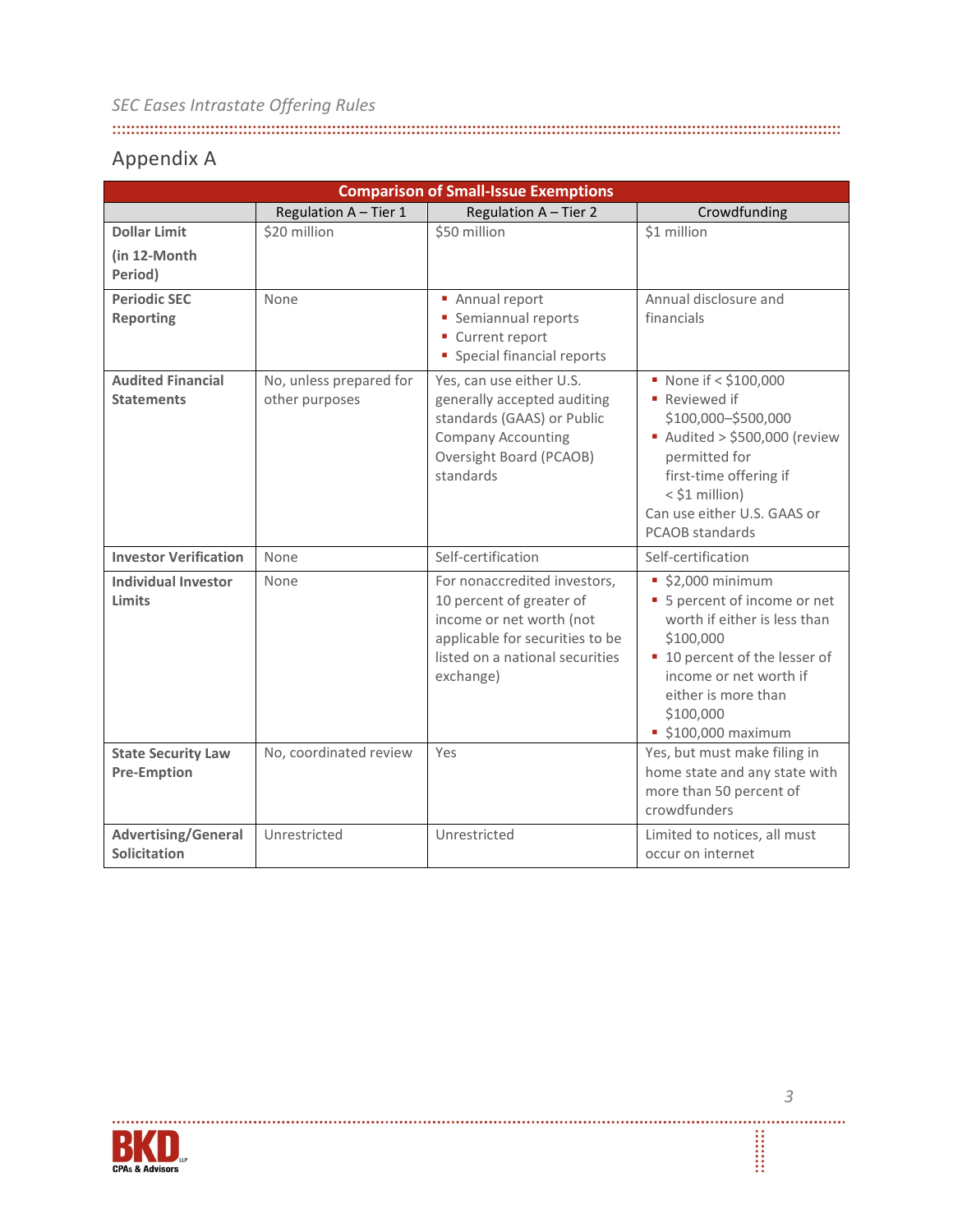## Appendix A

| Comparison of Small-Issue Exemptions | | | |
|---|---|---|---|
| | Regulation A – Tier 1 | Regulation A – Tier 2 | Crowdfunding |
| **Dollar Limit (in 12-Month Period)** | $20 million | $50 million | $1 million |
| **Periodic SEC Reporting** | None | ▪ Annual report<br>▪ Semiannual reports<br>▪ Current report<br>▪ Special financial reports | Annual disclosure and financials |
| **Audited Financial Statements** | No, unless prepared for other purposes | Yes, can use either U.S. generally accepted auditing standards (GAAS) or Public Company Accounting Oversight Board (PCAOB) standards | ▪ None if < $100,000<br>▪ Reviewed if $100,000–$500,000<br>▪ Audited > $500,000 (review permitted for first-time offering if < $1 million)<br>Can use either U.S. GAAS or PCAOB standards |
| **Investor Verification** | None | Self-certification | Self-certification |
| **Individual Investor Limits** | None | For nonaccredited investors, 10 percent of greater of income or net worth (not applicable for securities to be listed on a national securities exchange) | ▪ $2,000 minimum<br>▪ 5 percent of income or net worth if either is less than $100,000<br>▪ 10 percent of the lesser of income or net worth if either is more than $100,000<br>▪ $100,000 maximum |
| **State Security Law Pre-Emption** | No, coordinated review | Yes | Yes, but must make filing in home state and any state with more than 50 percent of crowdfunders |
| **Advertising/General Solicitation** | Unrestricted | Unrestricted | Limited to notices, all must occur on internet |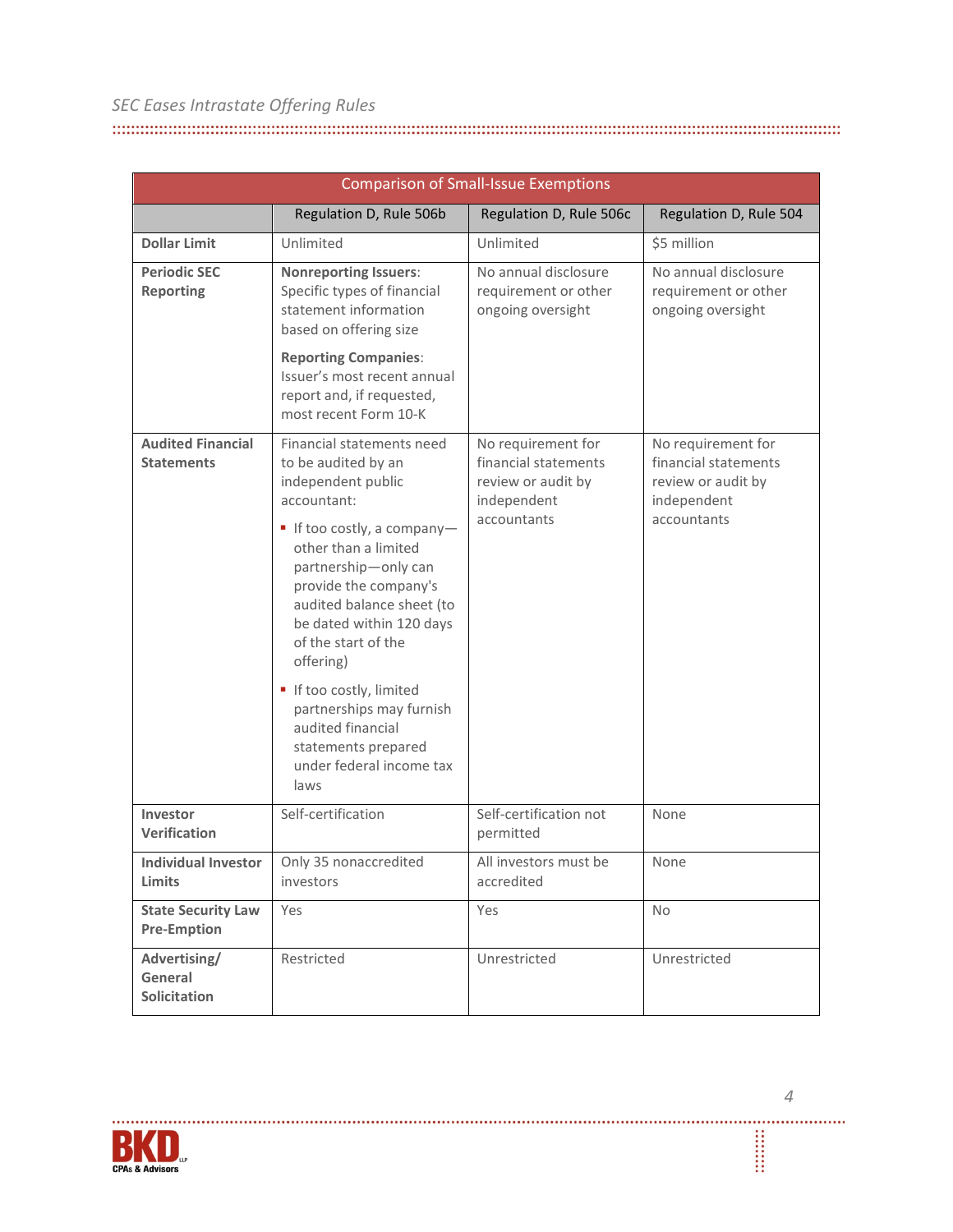| Comparison of Small-Issue Exemptions | | | |
|---|---|---|---|
| | Regulation D, Rule 506b | Regulation D, Rule 506c | Regulation D, Rule 504 |
| **Dollar Limit** | Unlimited | Unlimited | $5 million |
| **Periodic SEC Reporting** | **Nonreporting Issuers**: Specific types of financial statement information based on offering size<br><br>**Reporting Companies**: Issuer's most recent annual report and, if requested, most recent Form 10-K | No annual disclosure requirement or other ongoing oversight | No annual disclosure requirement or other ongoing oversight |
| **Audited Financial Statements** | Financial statements need to be audited by an independent public accountant:<br><br>- If too costly, a company—other than a limited partnership—only can provide the company's audited balance sheet (to be dated within 120 days of the start of the offering)<br>- If too costly, limited partnerships may furnish audited financial statements prepared under federal income tax laws | No requirement for financial statements review or audit by independent accountants | No requirement for financial statements review or audit by independent accountants |
| **Investor Verification** | Self-certification | Self-certification not permitted | None |
| **Individual Investor Limits** | Only 35 nonaccredited investors | All investors must be accredited | None |
| **State Security Law Pre-Emption** | Yes | Yes | No |
| **Advertising/ General Solicitation** | Restricted | Unrestricted | Unrestricted |